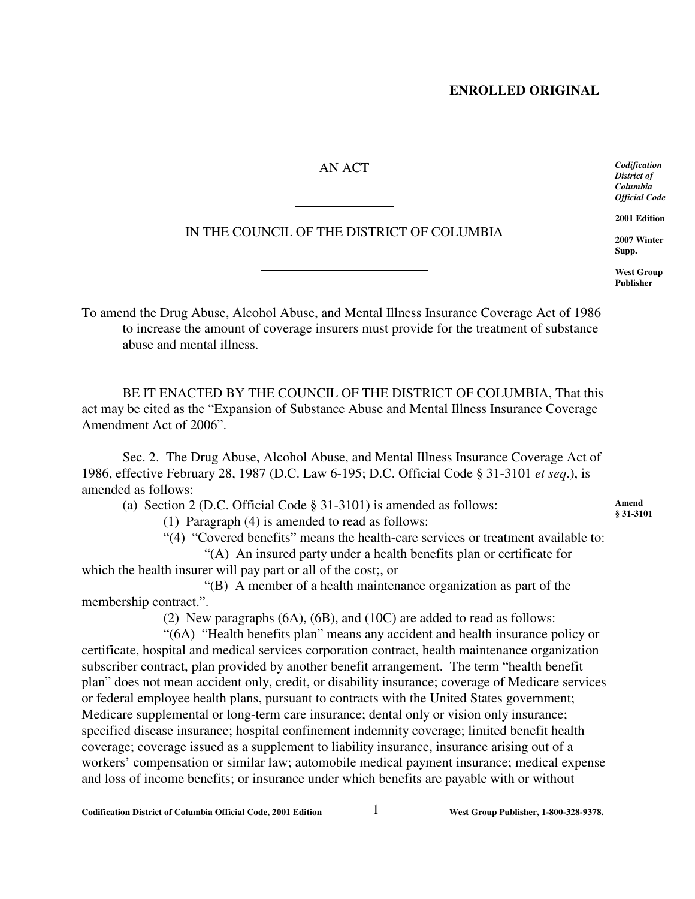**ENROLLED ORIGINAL**

*Codification District of Columbia Official Code*

**2001 Edition**

**2007 Winter Supp.**

**West Group Publisher**

AN ACT

\_\_\_\_\_\_\_\_\_\_\_\_\_\_\_

IN THE COUNCIL OF THE DISTRICT OF COLUMBIA

\_\_\_\_\_\_\_\_\_\_\_\_\_\_\_\_\_\_\_\_\_\_

To amend the Drug Abuse, Alcohol Abuse, and Mental Illness Insurance Coverage Act of 1986 to increase the amount of coverage insurers must provide for the treatment of substance abuse and mental illness.

BE IT ENACTED BY THE COUNCIL OF THE DISTRICT OF COLUMBIA, That this act may be cited as the "Expansion of Substance Abuse and Mental Illness Insurance Coverage Amendment Act of 2006".

Sec. 2. The Drug Abuse, Alcohol Abuse, and Mental Illness Insurance Coverage Act of 1986, effective February 28, 1987 (D.C. Law 6-195; D.C. Official Code § 31-3101 *et seq*.), is amended as follows:

**Amend § 31-3101**

(a) Section 2 (D.C. Official Code § 31-3101) is amended as follows:

(1) Paragraph (4) is amended to read as follows:

"(4) "Covered benefits" means the health-care services or treatment available to:

"(A) An insured party under a health benefits plan or certificate for which the health insurer will pay part or all of the cost;, or

"(B) A member of a health maintenance organization as part of the membership contract.".

(2) New paragraphs (6A), (6B), and (10C) are added to read as follows:

"(6A) "Health benefits plan" means any accident and health insurance policy or certificate, hospital and medical services corporation contract, health maintenance organization subscriber contract, plan provided by another benefit arrangement. The term "health benefit plan" does not mean accident only, credit, or disability insurance; coverage of Medicare services or federal employee health plans, pursuant to contracts with the United States government; Medicare supplemental or long-term care insurance; dental only or vision only insurance; specified disease insurance; hospital confinement indemnity coverage; limited benefit health coverage; coverage issued as a supplement to liability insurance, insurance arising out of a workers' compensation or similar law; automobile medical payment insurance; medical expense and loss of income benefits; or insurance under which benefits are payable with or without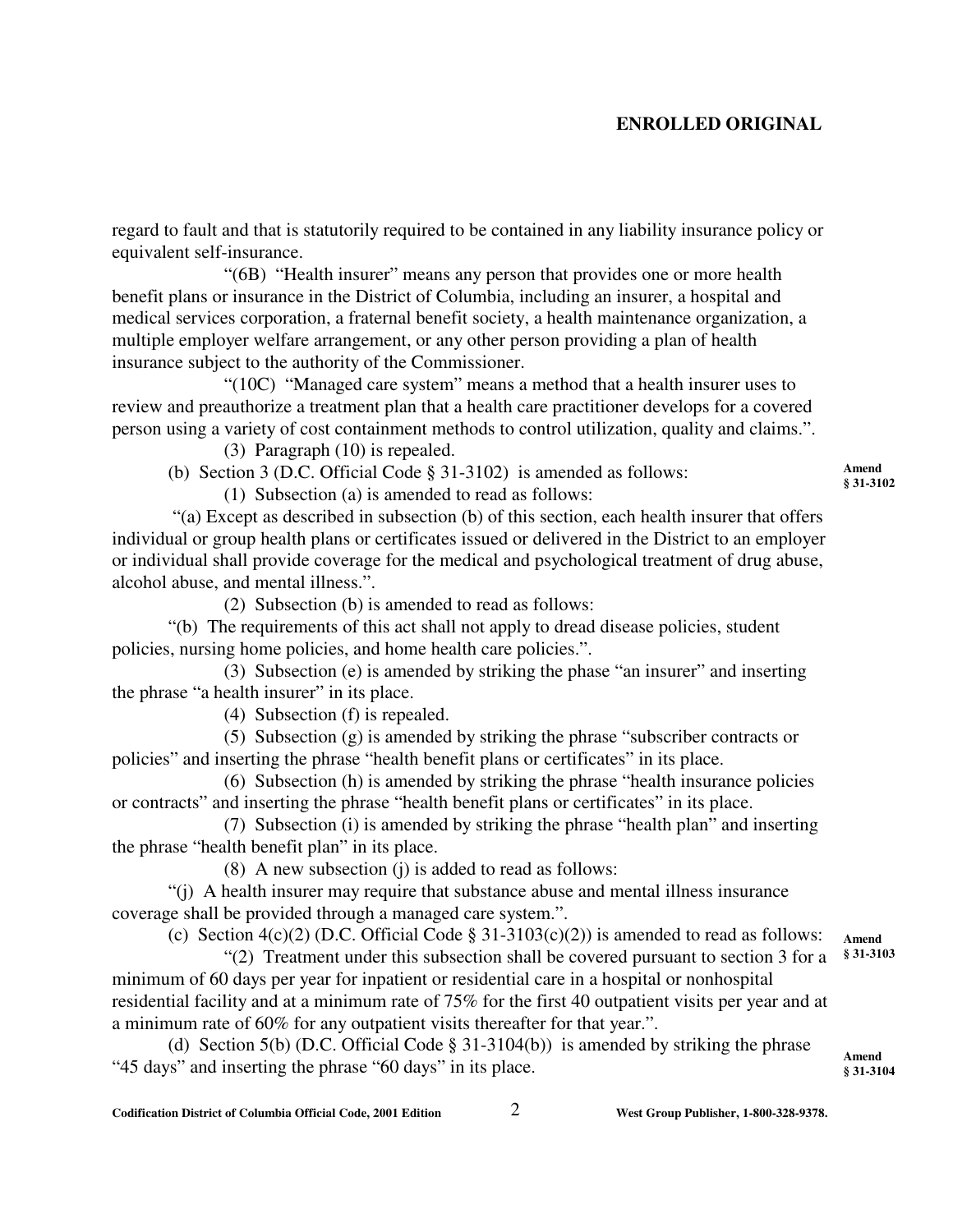regard to fault and that is statutorily required to be contained in any liability insurance policy or equivalent self-insurance.

"(6B) "Health insurer" means any person that provides one or more health benefit plans or insurance in the District of Columbia, including an insurer, a hospital and medical services corporation, a fraternal benefit society, a health maintenance organization, a multiple employer welfare arrangement, or any other person providing a plan of health insurance subject to the authority of the Commissioner.

"(10C) "Managed care system" means a method that a health insurer uses to review and preauthorize a treatment plan that a health care practitioner develops for a covered person using a variety of cost containment methods to control utilization, quality and claims.".

(3) Paragraph (10) is repealed.

(b) Section 3 (D.C. Official Code § 31-3102) is amended as follows:

**Amend § 31-3102**

(1) Subsection (a) is amended to read as follows:

"(a) Except as described in subsection (b) of this section, each health insurer that offers individual or group health plans or certificates issued or delivered in the District to an employer or individual shall provide coverage for the medical and psychological treatment of drug abuse, alcohol abuse, and mental illness.".

(2) Subsection (b) is amended to read as follows:

"(b) The requirements of this act shall not apply to dread disease policies, student policies, nursing home policies, and home health care policies.".

(3) Subsection (e) is amended by striking the phase "an insurer" and inserting the phrase "a health insurer" in its place.

(4) Subsection (f) is repealed.

(5) Subsection (g) is amended by striking the phrase "subscriber contracts or policies" and inserting the phrase "health benefit plans or certificates" in its place.

(6) Subsection (h) is amended by striking the phrase "health insurance policies or contracts" and inserting the phrase "health benefit plans or certificates" in its place.

(7) Subsection (i) is amended by striking the phrase "health plan" and inserting the phrase "health benefit plan" in its place.

(8) A new subsection (j) is added to read as follows:

"(j) A health insurer may require that substance abuse and mental illness insurance coverage shall be provided through a managed care system.".

(c) Section 4(c)(2) (D.C. Official Code § 31-3103(c)(2)) is amended to read as follows:

**Amend § 31-3103**

"(2) Treatment under this subsection shall be covered pursuant to section 3 for a minimum of 60 days per year for inpatient or residential care in a hospital or nonhospital residential facility and at a minimum rate of 75% for the first 40 outpatient visits per year and at a minimum rate of 60% for any outpatient visits thereafter for that year.".

(d) Section 5(b) (D.C. Official Code § 31-3104(b)) is amended by striking the phrase "45 days" and inserting the phrase "60 days" in its place.

**Amend § 31-3104**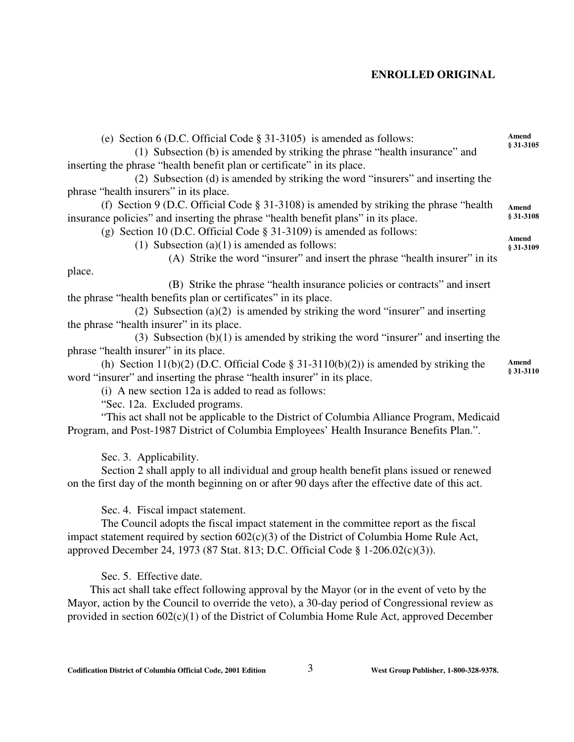**ENROLLED ORIGINAL**

(e) Section 6 (D.C. Official Code § 31-3105) is amended as follows: **Amend § 31-3105**

(1) Subsection (b) is amended by striking the phrase "health insurance" and inserting the phrase "health benefit plan or certificate" in its place.

(2) Subsection (d) is amended by striking the word "insurers" and inserting the phrase "health insurers" in its place.

(f) Section 9 (D.C. Official Code § 31-3108) is amended by striking the phrase "health insurance policies" and inserting the phrase "health benefit plans" in its place. **Amend § 31-3108**

(g) Section 10 (D.C. Official Code § 31-3109) is amended as follows: **Amend § 31-3109**

(1) Subsection (a)(1) is amended as follows:

(A) Strike the word "insurer" and insert the phrase "health insurer" in its place.

(B) Strike the phrase "health insurance policies or contracts" and insert the phrase "health benefits plan or certificates" in its place.

(2) Subsection (a)(2) is amended by striking the word "insurer" and inserting the phrase "health insurer" in its place.

(3) Subsection (b)(1) is amended by striking the word "insurer" and inserting the phrase "health insurer" in its place.

(h) Section 11(b)(2) (D.C. Official Code § 31-3110(b)(2)) is amended by striking the word "insurer" and inserting the phrase "health insurer" in its place. **Amend § 31-3110**

(i) A new section 12a is added to read as follows:

"Sec. 12a. Excluded programs.

"This act shall not be applicable to the District of Columbia Alliance Program, Medicaid Program, and Post-1987 District of Columbia Employees' Health Insurance Benefits Plan.".

Sec. 3. Applicability.

Section 2 shall apply to all individual and group health benefit plans issued or renewed on the first day of the month beginning on or after 90 days after the effective date of this act.

Sec. 4. Fiscal impact statement.

The Council adopts the fiscal impact statement in the committee report as the fiscal impact statement required by section 602(c)(3) of the District of Columbia Home Rule Act, approved December 24, 1973 (87 Stat. 813; D.C. Official Code § 1-206.02(c)(3)).

Sec. 5. Effective date.

This act shall take effect following approval by the Mayor (or in the event of veto by the Mayor, action by the Council to override the veto), a 30-day period of Congressional review as provided in section 602(c)(1) of the District of Columbia Home Rule Act, approved December

Codification District of Columbia Official Code, 2001 Edition — West Group Publisher, 1-800-328-9378.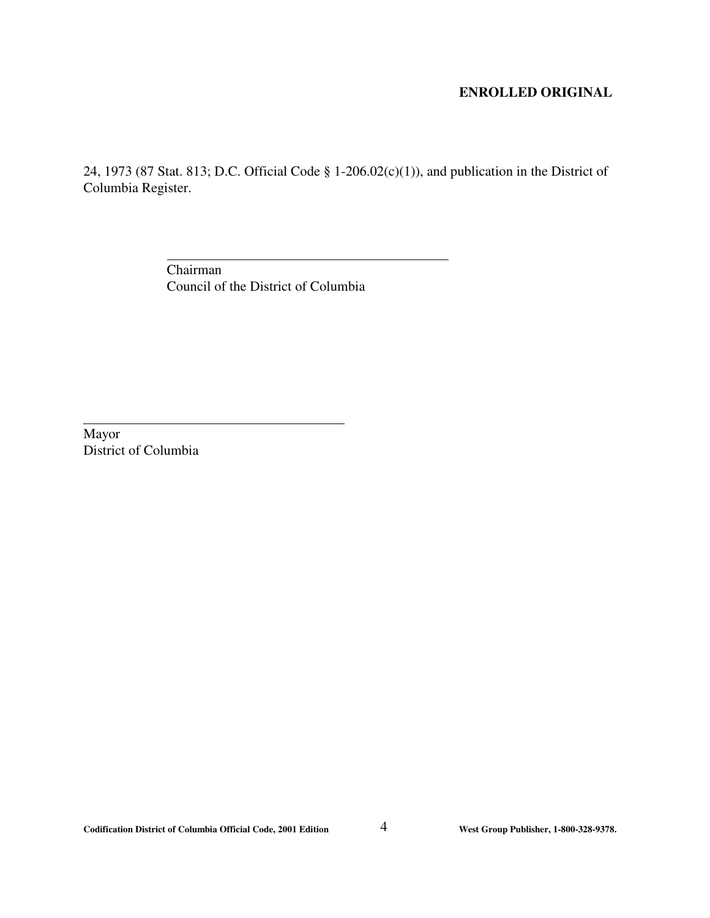**ENROLLED ORIGINAL**

24, 1973 (87 Stat. 813; D.C. Official Code § 1-206.02(c)(1)), and publication in the District of Columbia Register.

______________________________

Chairman
Council of the District of Columbia

______________________________

Mayor
District of Columbia

**Codification District of Columbia Official Code, 2001 Edition** **West Group Publisher, 1-800-328-9378.**